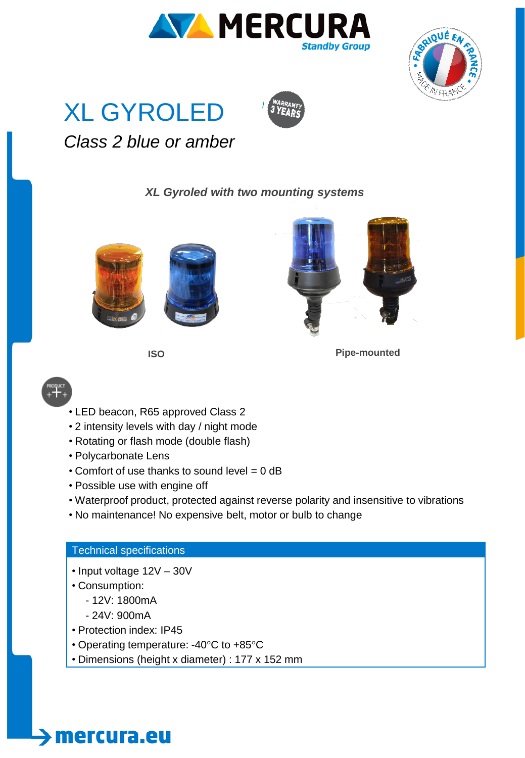# XL GYROLED

*Class 2 blue or amber*

***XL Gyroled with two mounting systems***

**ISO**

**Pipe-mounted**

- LED beacon, R65 approved Class 2
- 2 intensity levels with day / night mode
- Rotating or flash mode (double flash)
- Polycarbonate Lens
- Comfort of use thanks to sound level = 0 dB
- Possible use with engine off
- Waterproof product, protected against reverse polarity and insensitive to vibrations
- No maintenance! No expensive belt, motor or bulb to change

## Technical specifications

- Input voltage 12V – 30V
- Consumption:
  - 12V: 1800mA
  - 24V: 900mA
- Protection index: IP45
- Operating temperature: -40°C to +85°C
- Dimensions (height x diameter) : 177 x 152 mm

mercura.eu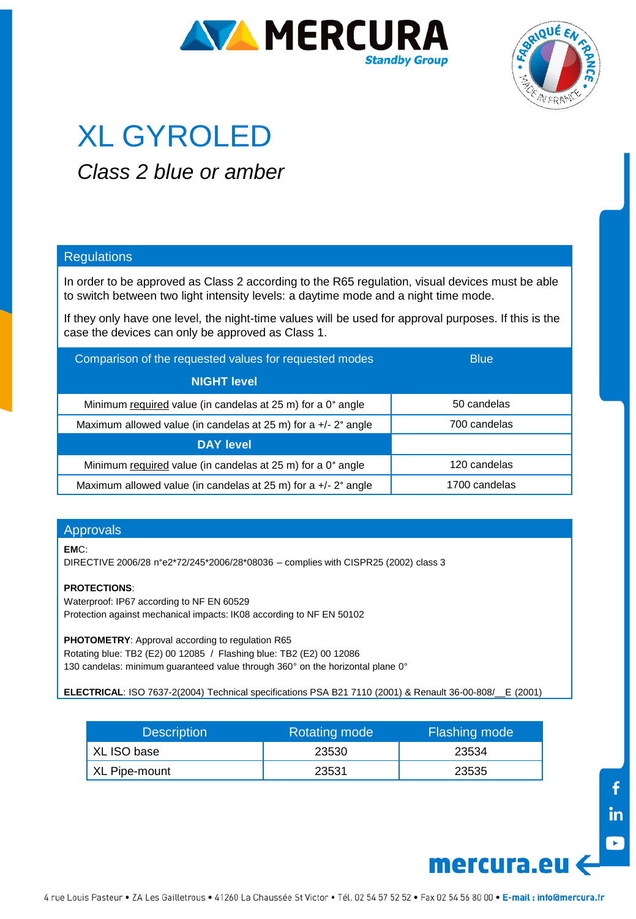# XL GYROLED

*Class 2 blue or amber*

## Regulations

In order to be approved as Class 2 according to the R65 regulation, visual devices must be able to switch between two light intensity levels: a daytime mode and a night time mode.

If they only have one level, the night-time values will be used for approval purposes. If this is the case the devices can only be approved as Class 1.

| Comparison of the requested values for requested modes | Blue |
|---|---|
| **NIGHT level** | |
| Minimum required value (in candelas at 25 m) for a 0° angle | 50 candelas |
| Maximum allowed value (in candelas at 25 m) for a +/- 2° angle | 700 candelas |
| **DAY level** | |
| Minimum required value (in candelas at 25 m) for a 0° angle | 120 candelas |
| Maximum allowed value (in candelas at 25 m) for a +/- 2° angle | 1700 candelas |

## Approvals

**EMC**:
DIRECTIVE 2006/28 n°e2*72/245*2006/28*08036 – complies with CISPR25 (2002) class 3

**PROTECTIONS**:
Waterproof: IP67 according to NF EN 60529
Protection against mechanical impacts: IK08 according to NF EN 50102

**PHOTOMETRY**: Approval according to regulation R65
Rotating blue: TB2 (E2) 00 12085 / Flashing blue: TB2 (E2) 00 12086
130 candelas: minimum guaranteed value through 360° on the horizontal plane 0°

**ELECTRICAL**: ISO 7637-2(2004) Technical specifications PSA B21 7110 (2001) & Renault 36-00-808/__E (2001)

| Description | Rotating mode | Flashing mode |
|---|---|---|
| XL ISO base | 23530 | 23534 |
| XL Pipe-mount | 23531 | 23535 |

mercura.eu

4 rue Louis Pasteur • ZA Les Gailletrous • 41260 La Chaussée St Victor • Tél. 02 54 57 52 52 • Fax 02 54 56 80 00 • E-mail : info@mercura.fr